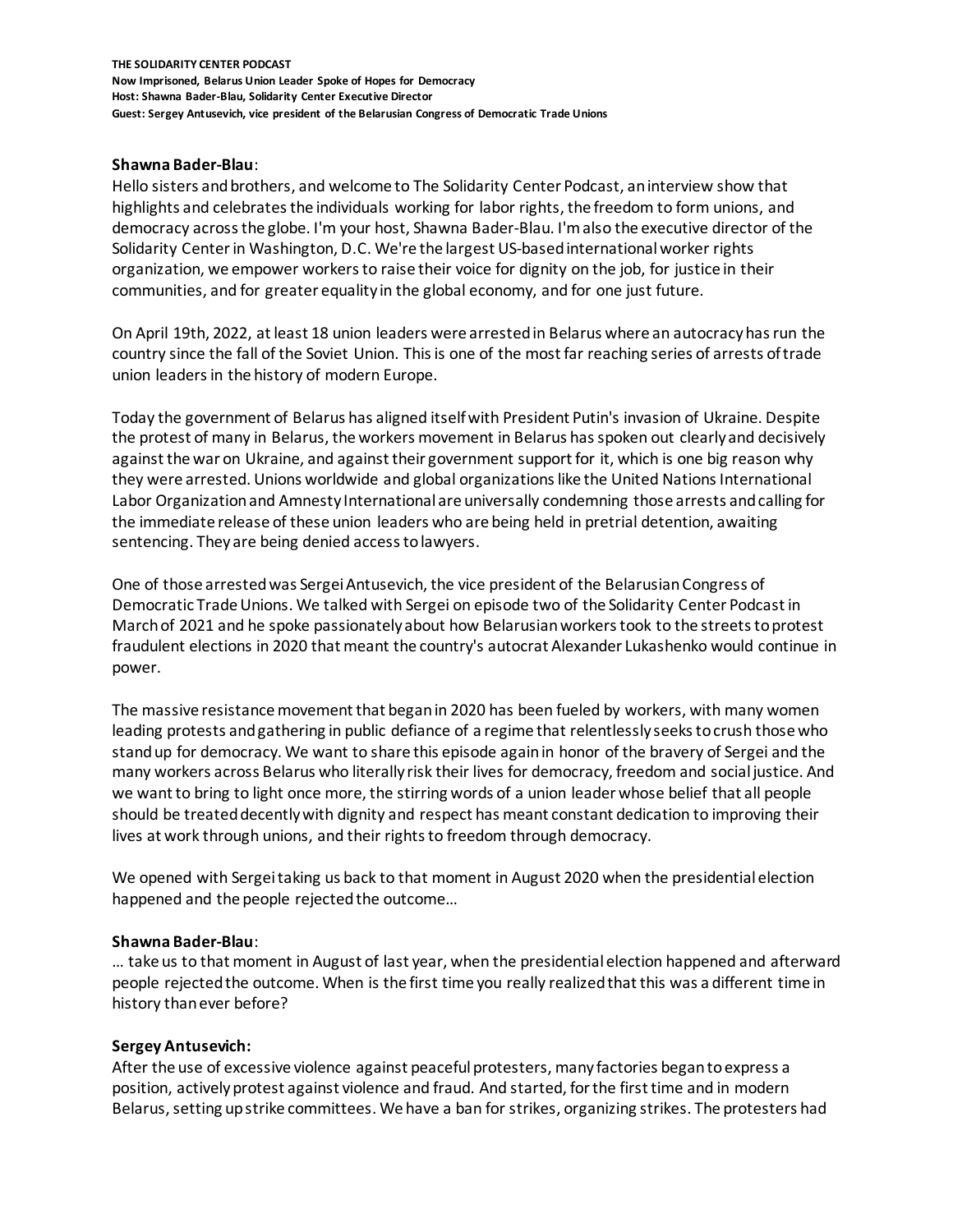**THE SOLIDARITY CENTER PODCAST**
**Now Imprisoned, Belarus Union Leader Spoke of Hopes for Democracy**
**Host: Shawna Bader-Blau, Solidarity Center Executive Director**
**Guest: Sergey Antusevich, vice president of the Belarusian Congress of Democratic Trade Unions**

**Shawna Bader-Blau**:
Hello sisters and brothers, and welcome to The Solidarity Center Podcast, an interview show that highlights and celebrates the individuals working for labor rights, the freedom to form unions, and democracy across the globe. I'm your host, Shawna Bader-Blau. I'm also the executive director of the Solidarity Center in Washington, D.C. We're the largest US-based international worker rights organization, we empower workers to raise their voice for dignity on the job, for justice in their communities, and for greater equality in the global economy, and for one just future.

On April 19th, 2022, at least 18 union leaders were arrested in Belarus where an autocracy has run the country since the fall of the Soviet Union. This is one of the most far reaching series of arrests of trade union leaders in the history of modern Europe.

Today the government of Belarus has aligned itself with President Putin's invasion of Ukraine. Despite the protest of many in Belarus, the workers movement in Belarus has spoken out clearly and decisively against the war on Ukraine, and against their government support for it, which is one big reason why they were arrested. Unions worldwide and global organizations like the United Nations International Labor Organization and Amnesty International are universally condemning those arrests and calling for the immediate release of these union leaders who are being held in pretrial detention, awaiting sentencing. They are being denied access to lawyers.

One of those arrested was Sergei Antusevich, the vice president of the Belarusian Congress of Democratic Trade Unions. We talked with Sergei on episode two of the Solidarity Center Podcast in March of 2021 and he spoke passionately about how Belarusian workers took to the streets to protest fraudulent elections in 2020 that meant the country's autocrat Alexander Lukashenko would continue in power.

The massive resistance movement that began in 2020 has been fueled by workers, with many women leading protests and gathering in public defiance of a regime that relentlessly seeks to crush those who stand up for democracy. We want to share this episode again in honor of the bravery of Sergei and the many workers across Belarus who literally risk their lives for democracy, freedom and social justice. And we want to bring to light once more, the stirring words of a union leader whose belief that all people should be treated decently with dignity and respect has meant constant dedication to improving their lives at work through unions, and their rights to freedom through democracy.

We opened with Sergei taking us back to that moment in August 2020 when the presidential election happened and the people rejected the outcome…

**Shawna Bader-Blau**:
… take us to that moment in August of last year, when the presidential election happened and afterward people rejected the outcome. When is the first time you really realized that this was a different time in history than ever before?

**Sergey Antusevich:**
After the use of excessive violence against peaceful protesters, many factories began to express a position, actively protest against violence and fraud. And started, for the first time and in modern Belarus, setting up strike committees. We have a ban for strikes, organizing strikes. The protesters had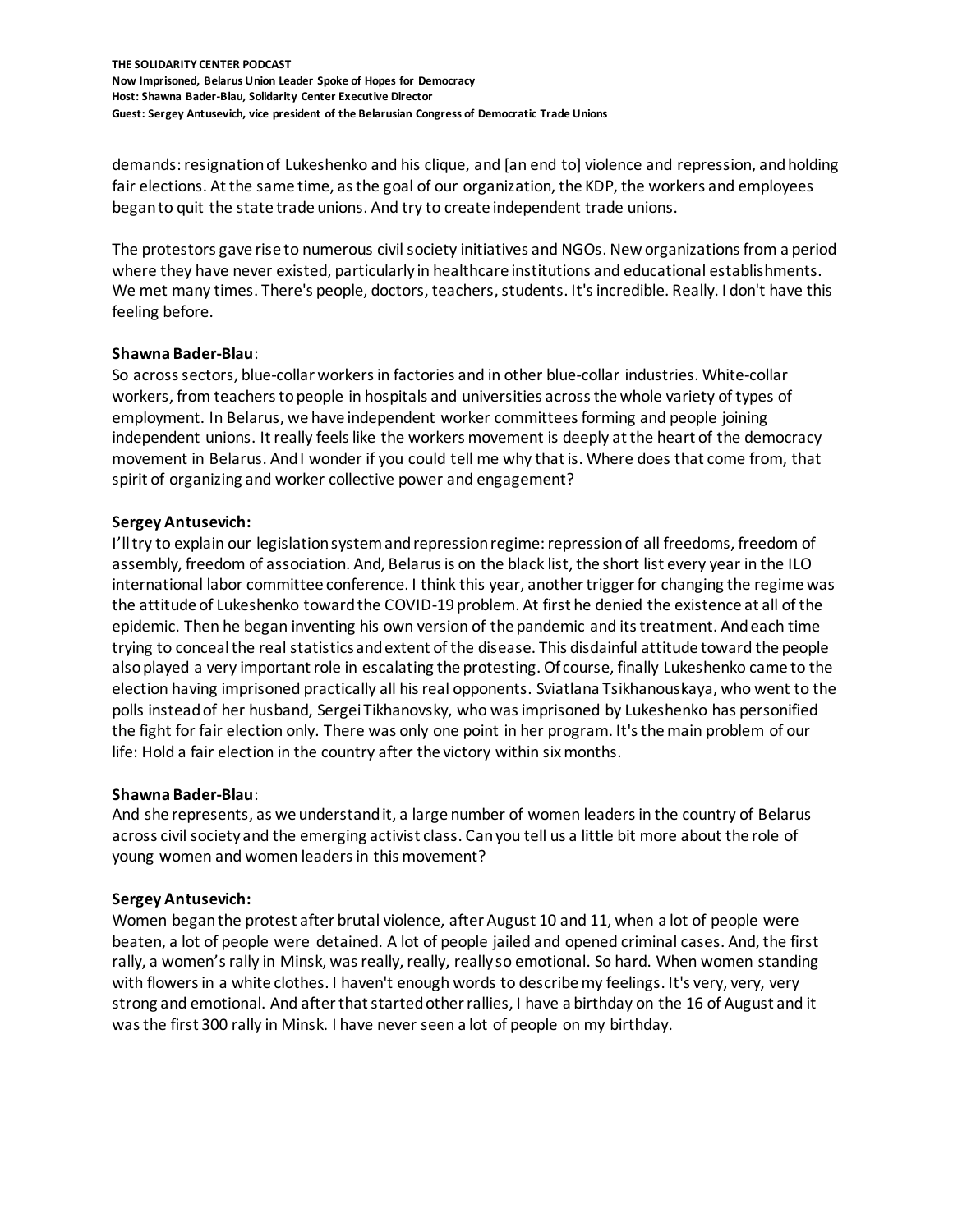demands: resignation of Lukeshenko and his clique, and [an end to] violence and repression, and holding fair elections. At the same time, as the goal of our organization, the KDP, the workers and employees began to quit the state trade unions. And try to create independent trade unions.

The protestors gave rise to numerous civil society initiatives and NGOs. New organizations from a period where they have never existed, particularly in healthcare institutions and educational establishments. We met many times. There's people, doctors, teachers, students. It's incredible. Really. I don't have this feeling before.

**Shawna Bader-Blau**:
So across sectors, blue-collar workers in factories and in other blue-collar industries. White-collar workers, from teachers to people in hospitals and universities across the whole variety of types of employment. In Belarus, we have independent worker committees forming and people joining independent unions. It really feels like the workers movement is deeply at the heart of the democracy movement in Belarus. And I wonder if you could tell me why that is. Where does that come from, that spirit of organizing and worker collective power and engagement?

**Sergey Antusevich:**
I'll try to explain our legislation system and repression regime: repression of all freedoms, freedom of assembly, freedom of association. And, Belarus is on the black list, the short list every year in the ILO international labor committee conference. I think this year, another trigger for changing the regime was the attitude of Lukeshenko toward the COVID-19 problem. At first he denied the existence at all of the epidemic. Then he began inventing his own version of the pandemic and its treatment. And each time trying to conceal the real statistics and extent of the disease. This disdainful attitude toward the people also played a very important role in escalating the protesting. Of course, finally Lukeshenko came to the election having imprisoned practically all his real opponents. Sviatlana Tsikhanouskaya, who went to the polls instead of her husband, Sergei Tikhanovsky, who was imprisoned by Lukeshenko has personified the fight for fair election only. There was only one point in her program. It's the main problem of our life: Hold a fair election in the country after the victory within six months.

**Shawna Bader-Blau**:
And she represents, as we understand it, a large number of women leaders in the country of Belarus across civil society and the emerging activist class. Can you tell us a little bit more about the role of young women and women leaders in this movement?

**Sergey Antusevich:**
Women began the protest after brutal violence, after August 10 and 11, when a lot of people were beaten, a lot of people were detained. A lot of people jailed and opened criminal cases. And, the first rally, a women's rally in Minsk, was really, really, really so emotional. So hard. When women standing with flowers in a white clothes. I haven't enough words to describe my feelings. It's very, very, very strong and emotional. And after that started other rallies, I have a birthday on the 16 of August and it was the first 300 rally in Minsk. I have never seen a lot of people on my birthday.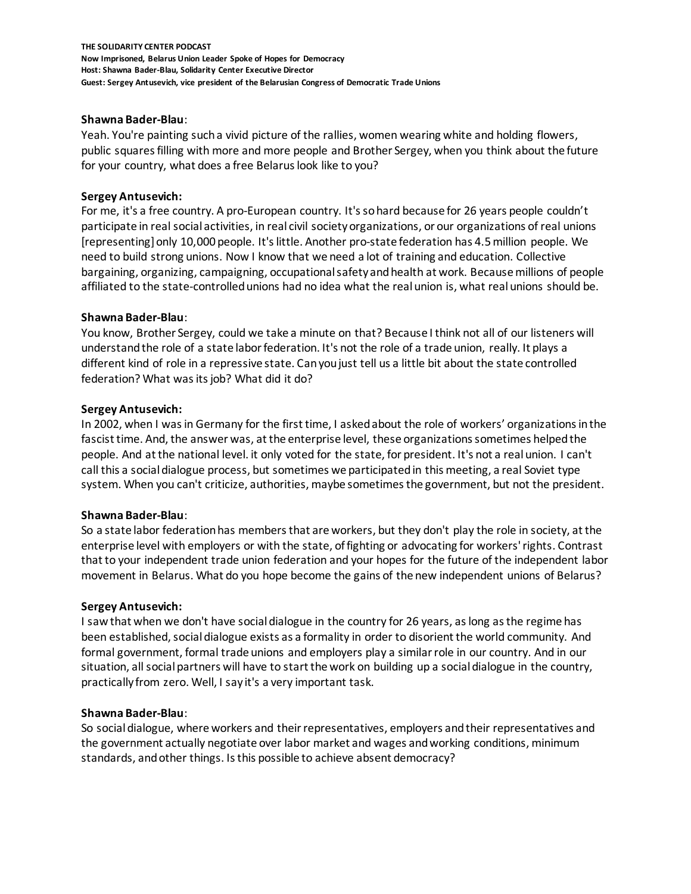**Shawna Bader-Blau**:
Yeah. You're painting such a vivid picture of the rallies, women wearing white and holding flowers, public squares filling with more and more people and Brother Sergey, when you think about the future for your country, what does a free Belarus look like to you?

**Sergey Antusevich:**
For me, it's a free country. A pro-European country. It's so hard because for 26 years people couldn't participate in real social activities, in real civil society organizations, or our organizations of real unions [representing] only 10,000 people. It's little. Another pro-state federation has 4.5 million people. We need to build strong unions. Now I know that we need a lot of training and education. Collective bargaining, organizing, campaigning, occupational safety and health at work. Because millions of people affiliated to the state-controlled unions had no idea what the real union is, what real unions should be.

**Shawna Bader-Blau**:
You know, Brother Sergey, could we take a minute on that? Because I think not all of our listeners will understand the role of a state labor federation. It's not the role of a trade union, really. It plays a different kind of role in a repressive state. Can you just tell us a little bit about the state controlled federation? What was its job? What did it do?

**Sergey Antusevich:**
In 2002, when I was in Germany for the first time, I asked about the role of workers' organizations in the fascist time. And, the answer was, at the enterprise level, these organizations sometimes helped the people. And at the national level. it only voted for the state, for president. It's not a real union. I can't call this a social dialogue process, but sometimes we participated in this meeting, a real Soviet type system. When you can't criticize, authorities, maybe sometimes the government, but not the president.

**Shawna Bader-Blau**:
So a state labor federation has members that are workers, but they don't play the role in society, at the enterprise level with employers or with the state, of fighting or advocating for workers' rights. Contrast that to your independent trade union federation and your hopes for the future of the independent labor movement in Belarus. What do you hope become the gains of the new independent unions of Belarus?

**Sergey Antusevich:**
I saw that when we don't have social dialogue in the country for 26 years, as long as the regime has been established, social dialogue exists as a formality in order to disorient the world community. And formal government, formal trade unions and employers play a similar role in our country. And in our situation, all social partners will have to start the work on building up a social dialogue in the country, practically from zero. Well, I say it's a very important task.

**Shawna Bader-Blau**:
So social dialogue, where workers and their representatives, employers and their representatives and the government actually negotiate over labor market and wages and working conditions, minimum standards, and other things. Is this possible to achieve absent democracy?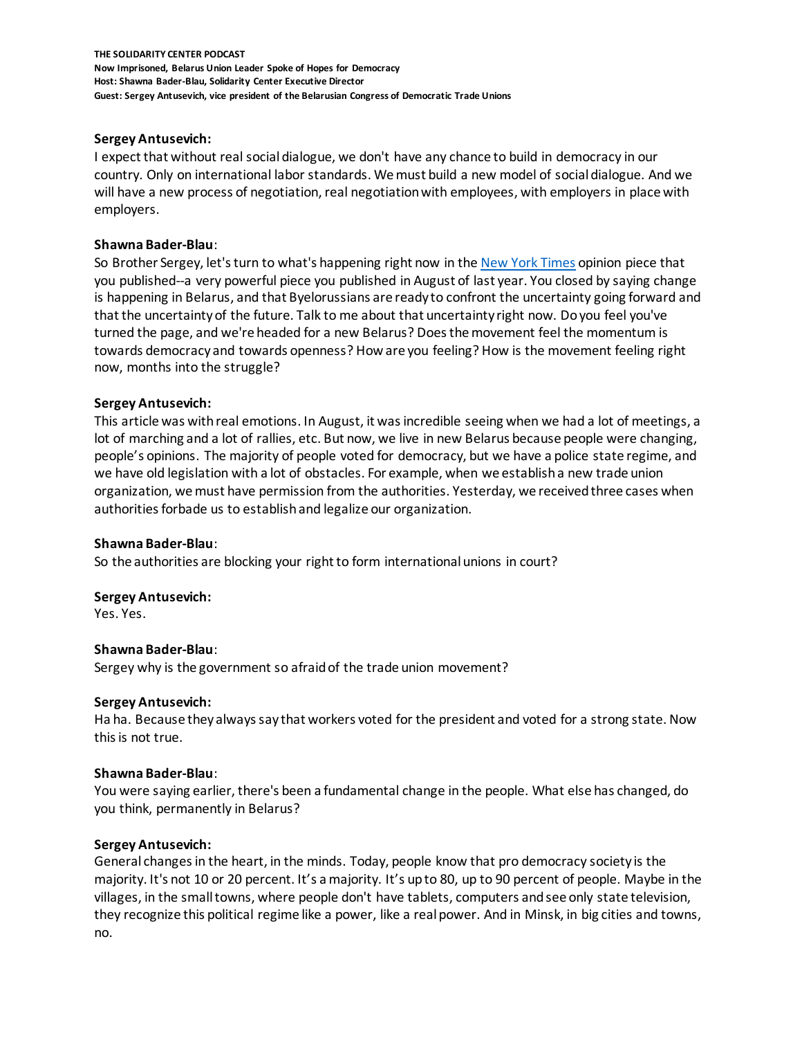**Sergey Antusevich:**
I expect that without real social dialogue, we don't have any chance to build in democracy in our country. Only on international labor standards. We must build a new model of social dialogue. And we will have a new process of negotiation, real negotiation with employees, with employers in place with employers.

**Shawna Bader-Blau**:
So Brother Sergey, let's turn to what's happening right now in the New York Times opinion piece that you published--a very powerful piece you published in August of last year. You closed by saying change is happening in Belarus, and that Byelorussians are ready to confront the uncertainty going forward and that the uncertainty of the future. Talk to me about that uncertainty right now. Do you feel you've turned the page, and we're headed for a new Belarus? Does the movement feel the momentum is towards democracy and towards openness? How are you feeling? How is the movement feeling right now, months into the struggle?

**Sergey Antusevich:**
This article was with real emotions. In August, it was incredible seeing when we had a lot of meetings, a lot of marching and a lot of rallies, etc. But now, we live in new Belarus because people were changing, people's opinions. The majority of people voted for democracy, but we have a police state regime, and we have old legislation with a lot of obstacles. For example, when we establish a new trade union organization, we must have permission from the authorities. Yesterday, we received three cases when authorities forbade us to establish and legalize our organization.

**Shawna Bader-Blau**:
So the authorities are blocking your right to form international unions in court?

**Sergey Antusevich:**
Yes. Yes.

**Shawna Bader-Blau**:
Sergey why is the government so afraid of the trade union movement?

**Sergey Antusevich:**
Ha ha. Because they always say that workers voted for the president and voted for a strong state. Now this is not true.

**Shawna Bader-Blau**:
You were saying earlier, there's been a fundamental change in the people. What else has changed, do you think, permanently in Belarus?

**Sergey Antusevich:**
General changes in the heart, in the minds. Today, people know that pro democracy society is the majority. It's not 10 or 20 percent. It's a majority. It's up to 80, up to 90 percent of people. Maybe in the villages, in the small towns, where people don't have tablets, computers and see only state television, they recognize this political regime like a power, like a real power. And in Minsk, in big cities and towns, no.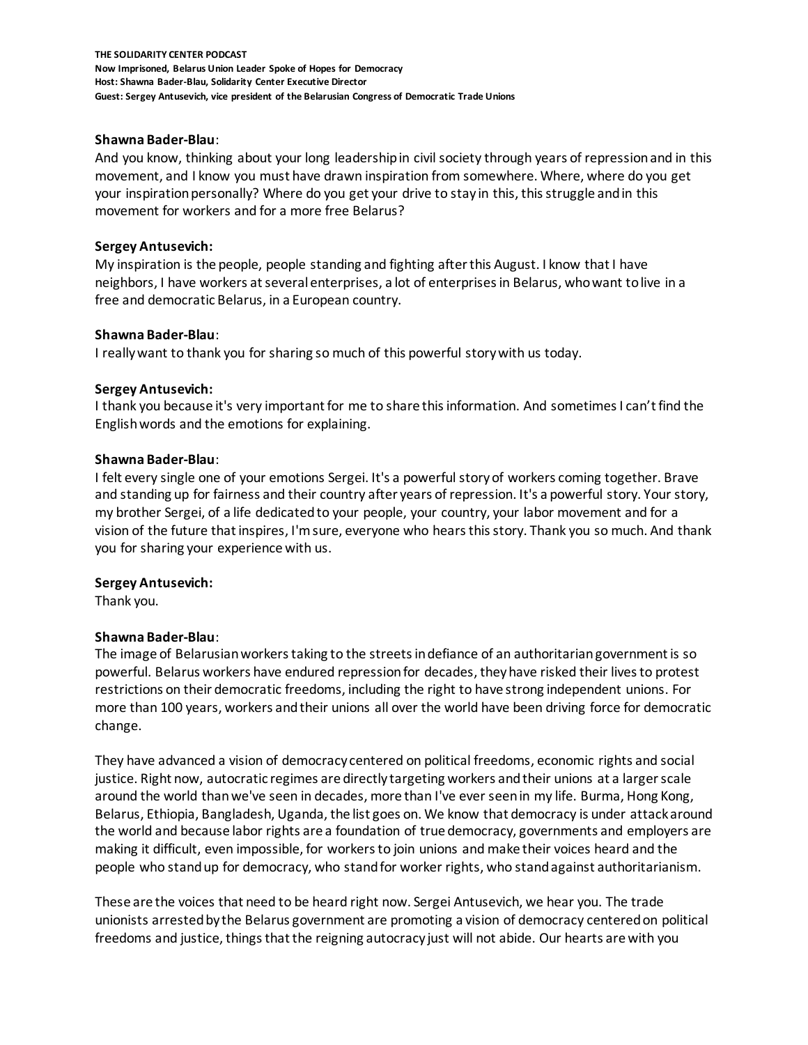**Shawna Bader-Blau**:
And you know, thinking about your long leadership in civil society through years of repression and in this movement, and I know you must have drawn inspiration from somewhere. Where, where do you get your inspiration personally? Where do you get your drive to stay in this, this struggle and in this movement for workers and for a more free Belarus?

**Sergey Antusevich:**
My inspiration is the people, people standing and fighting after this August. I know that I have neighbors, I have workers at several enterprises, a lot of enterprises in Belarus, who want to live in a free and democratic Belarus, in a European country.

**Shawna Bader-Blau**:
I really want to thank you for sharing so much of this powerful story with us today.

**Sergey Antusevich:**
I thank you because it's very important for me to share this information. And sometimes I can't find the English words and the emotions for explaining.

**Shawna Bader-Blau**:
I felt every single one of your emotions Sergei. It's a powerful story of workers coming together. Brave and standing up for fairness and their country after years of repression. It's a powerful story. Your story, my brother Sergei, of a life dedicated to your people, your country, your labor movement and for a vision of the future that inspires, I'm sure, everyone who hears this story. Thank you so much. And thank you for sharing your experience with us.

**Sergey Antusevich:**
Thank you.

**Shawna Bader-Blau**:
The image of Belarusian workers taking to the streets in defiance of an authoritarian government is so powerful. Belarus workers have endured repression for decades, they have risked their lives to protest restrictions on their democratic freedoms, including the right to have strong independent unions. For more than 100 years, workers and their unions all over the world have been driving force for democratic change.

They have advanced a vision of democracy centered on political freedoms, economic rights and social justice. Right now, autocratic regimes are directly targeting workers and their unions at a larger scale around the world than we've seen in decades, more than I've ever seen in my life. Burma, Hong Kong, Belarus, Ethiopia, Bangladesh, Uganda, the list goes on. We know that democracy is under attack around the world and because labor rights are a foundation of true democracy, governments and employers are making it difficult, even impossible, for workers to join unions and make their voices heard and the people who stand up for democracy, who stand for worker rights, who stand against authoritarianism.

These are the voices that need to be heard right now. Sergei Antusevich, we hear you. The trade unionists arrested by the Belarus government are promoting a vision of democracy centered on political freedoms and justice, things that the reigning autocracy just will not abide. Our hearts are with you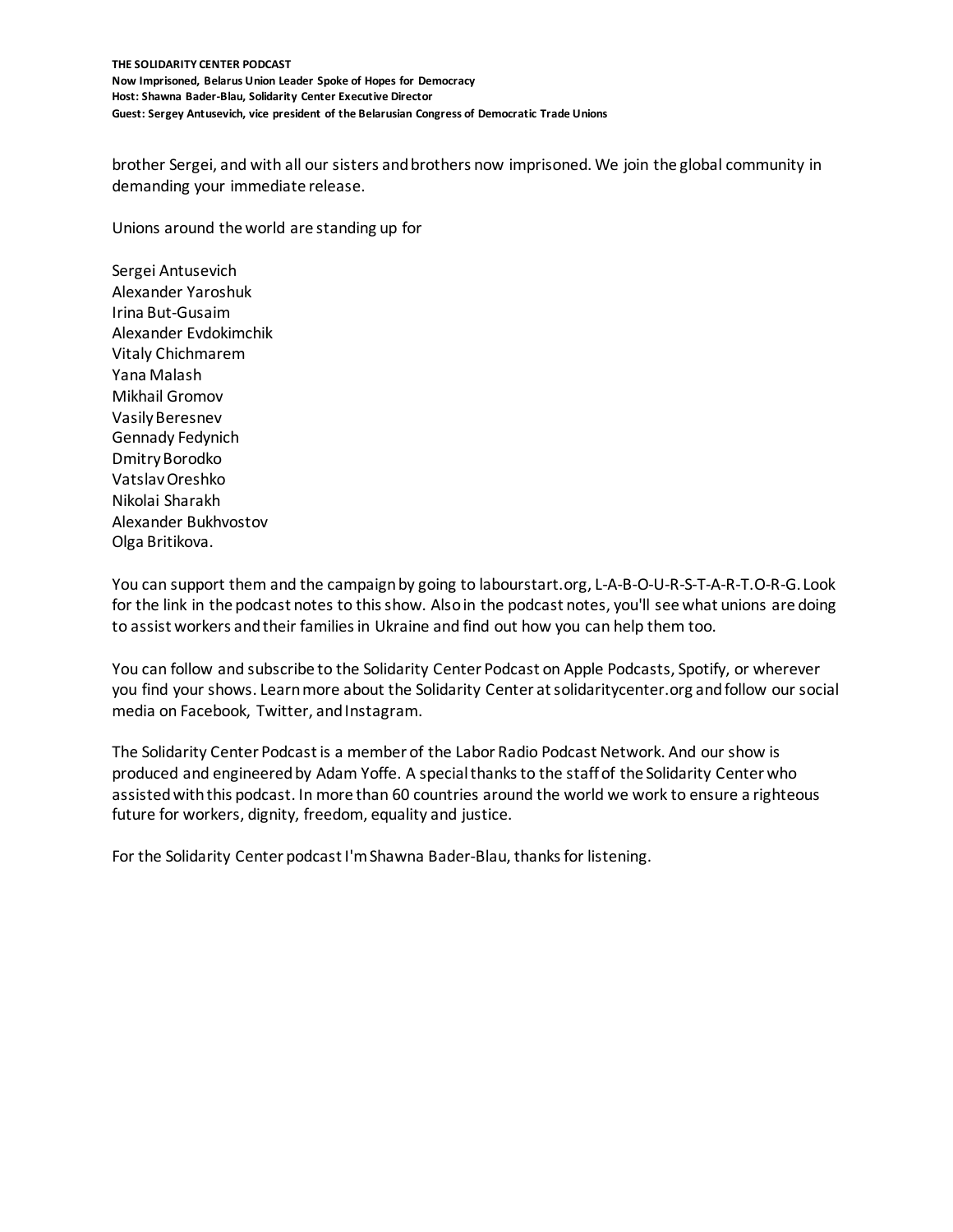brother Sergei, and with all our sisters and brothers now imprisoned. We join the global community in demanding your immediate release.

Unions around the world are standing up for

Sergei Antusevich
Alexander Yaroshuk
Irina But-Gusaim
Alexander Evdokimchik
Vitaly Chichmarem
Yana Malash
Mikhail Gromov
Vasily Beresnev
Gennady Fedynich
Dmitry Borodko
Vatslav Oreshko
Nikolai Sharakh
Alexander Bukhvostov
Olga Britikova.

You can support them and the campaign by going to labourstart.org, L-A-B-O-U-R-S-T-A-R-T.O-R-G. Look for the link in the podcast notes to this show. Also in the podcast notes, you'll see what unions are doing to assist workers and their families in Ukraine and find out how you can help them too.

You can follow and subscribe to the Solidarity Center Podcast on Apple Podcasts, Spotify, or wherever you find your shows. Learn more about the Solidarity Center at solidaritycenter.org and follow our social media on Facebook, Twitter, and Instagram.

The Solidarity Center Podcast is a member of the Labor Radio Podcast Network. And our show is produced and engineered by Adam Yoffe. A special thanks to the staff of the Solidarity Center who assisted with this podcast. In more than 60 countries around the world we work to ensure a righteous future for workers, dignity, freedom, equality and justice.

For the Solidarity Center podcast I'm Shawna Bader-Blau, thanks for listening.